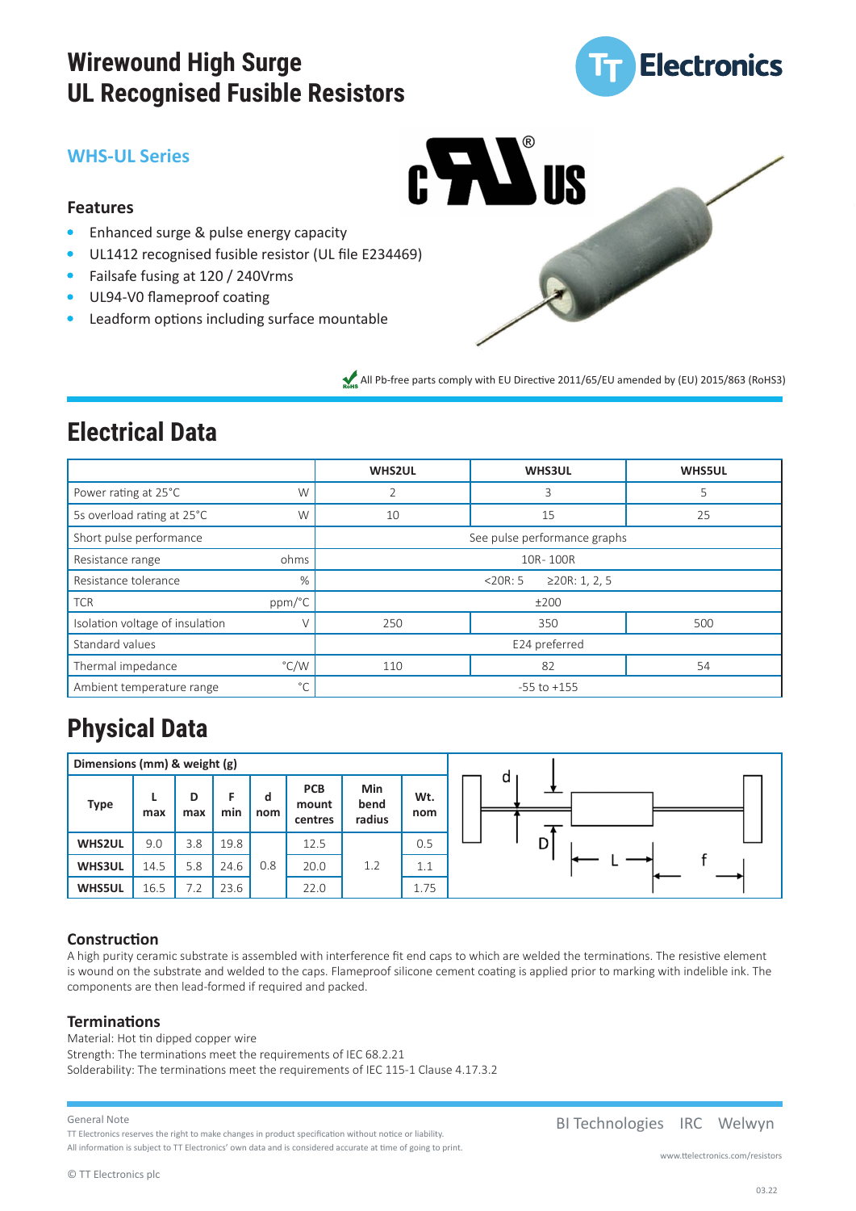# Wirewound High Surge UL Recognised Fusible Resistors

## WHS-UL Series

### Features

- Enhanced surge & pulse energy capacity
- UL1412 recognised fusible resistor (UL file E234469)
- Failsafe fusing at 120 / 240Vrms
- UL94-V0 flameproof coating
- Leadform options including surface mountable

All Pb-free parts comply with EU Directive 2011/65/EU amended by (EU) 2015/863 (RoHS3)

## Electrical Data

| | | WHS2UL | WHS3UL | WHS5UL |
|---|---|---|---|---|
| Power rating at 25°C | W | 2 | 3 | 5 |
| 5s overload rating at 25°C | W | 10 | 15 | 25 |
| Short pulse performance | | See pulse performance graphs | | |
| Resistance range | ohms | 10R- 100R | | |
| Resistance tolerance | % | <20R: 5 ≥20R: 1, 2, 5 | | |
| TCR | ppm/°C | ±200 | | |
| Isolation voltage of insulation | V | 250 | 350 | 500 |
| Standard values | | E24 preferred | | |
| Thermal impedance | °C/W | 110 | 82 | 54 |
| Ambient temperature range | °C | -55 to +155 | | |

## Physical Data

**Dimensions (mm) & weight (g)**

| Type | L max | D max | F min | d nom | PCB mount centres | Min bend radius | Wt. nom |
|---|---|---|---|---|---|---|---|
| WHS2UL | 9.0 | 3.8 | 19.8 | 0.8 | 12.5 | 1.2 | 0.5 |
| WHS3UL | 14.5 | 5.8 | 24.6 | 0.8 | 20.0 | 1.2 | 1.1 |
| WHS5UL | 16.5 | 7.2 | 23.6 | 0.8 | 22.0 | 1.2 | 1.75 |

### Construction

A high purity ceramic substrate is assembled with interference fit end caps to which are welded the terminations. The resistive element is wound on the substrate and welded to the caps. Flameproof silicone cement coating is applied prior to marking with indelible ink. The components are then lead-formed if required and packed.

### Terminations

Material: Hot tin dipped copper wire
Strength: The terminations meet the requirements of IEC 68.2.21
Solderability: The terminations meet the requirements of IEC 115-1 Clause 4.17.3.2

General Note
TT Electronics reserves the right to make changes in product specification without notice or liability.
All information is subject to TT Electronics' own data and is considered accurate at time of going to print.

© TT Electronics plc

BI Technologies IRC Welwyn

www.ttelectronics.com/resistors

03.22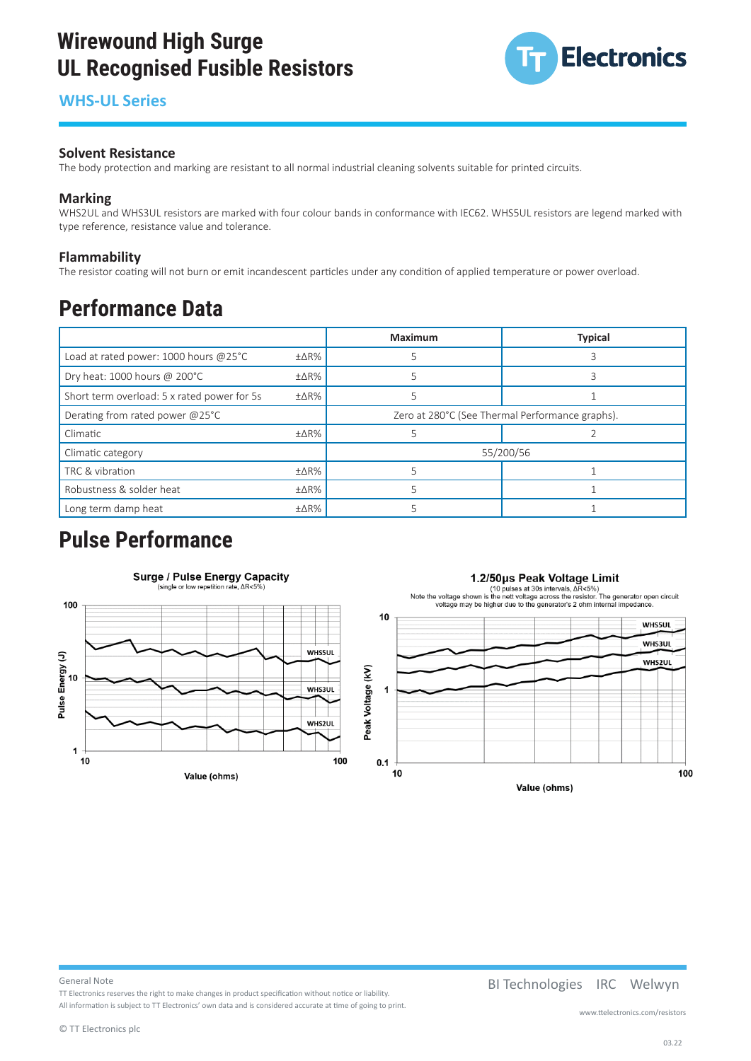# Wirewound High Surge UL Recognised Fusible Resistors

## WHS-UL Series

### Solvent Resistance

The body protection and marking are resistant to all normal industrial cleaning solvents suitable for printed circuits.

### Marking

WHS2UL and WHS3UL resistors are marked with four colour bands in conformance with IEC62. WHS5UL resistors are legend marked with type reference, resistance value and tolerance.

### Flammability

The resistor coating will not burn or emit incandescent particles under any condition of applied temperature or power overload.

## Performance Data

| | | Maximum | Typical |
|---|---|---|---|
| Load at rated power: 1000 hours @25°C | ±ΔR% | 5 | 3 |
| Dry heat: 1000 hours @ 200°C | ±ΔR% | 5 | 3 |
| Short term overload: 5 x rated power for 5s | ±ΔR% | 5 | 1 |
| Derating from rated power @25°C | | Zero at 280°C (See Thermal Performance graphs). | |
| Climatic | ±ΔR% | 5 | 2 |
| Climatic category | | 55/200/56 | |
| TRC & vibration | ±ΔR% | 5 | 1 |
| Robustness & solder heat | ±ΔR% | 5 | 1 |
| Long term damp heat | ±ΔR% | 5 | 1 |

## Pulse Performance

**Surge / Pulse Energy Capacity**
(single or low repetition rate, ΔR<5%)

Pulse Energy (J) vs Value (ohms) — curves: WHS5UL, WHS3UL, WHS2UL

**1.2/50µs Peak Voltage Limit**
(10 pulses at 30s intervals, ΔR<5%)
Note the voltage shown is the nett voltage across the resistor. The generator open circuit voltage may be higher due to the generator's 2 ohm internal impedance.

Peak Voltage (kV) vs Value (ohms) — curves: WHS5UL, WHS3UL, WHS2UL

General Note
TT Electronics reserves the right to make changes in product specification without notice or liability.
All information is subject to TT Electronics' own data and is considered accurate at time of going to print.

© TT Electronics plc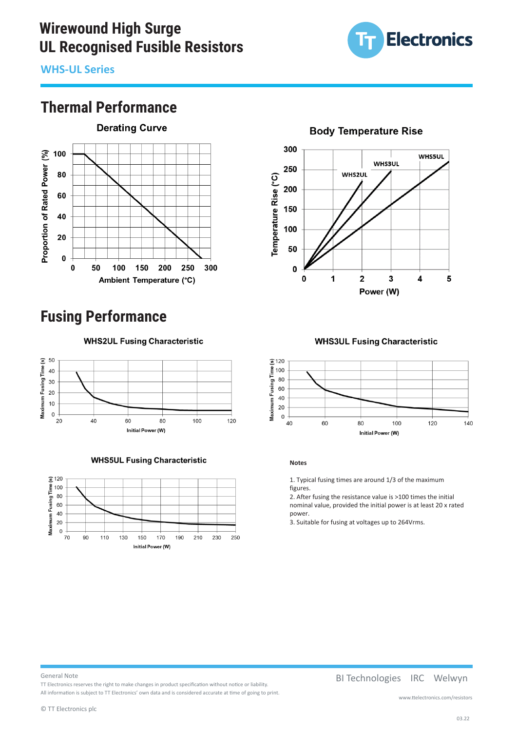# Wirewound High Surge UL Recognised Fusible Resistors

**WHS-UL Series**

## Thermal Performance

Derating Curve

Body Temperature Rise

## Fusing Performance

WHS2UL Fusing Characteristic

WHS3UL Fusing Characteristic

WHS5UL Fusing Characteristic

**Notes**

1. Typical fusing times are around 1/3 of the maximum figures.
2. After fusing the resistance value is >100 times the initial nominal value, provided the initial power is at least 20 x rated power.
3. Suitable for fusing at voltages up to 264Vrms.

General Note

TT Electronics reserves the right to make changes in product specification without notice or liability.

All information is subject to TT Electronics' own data and is considered accurate at time of going to print.

© TT Electronics plc

BI Technologies IRC Welwyn

www.ttelectronics.com/resistors

03.22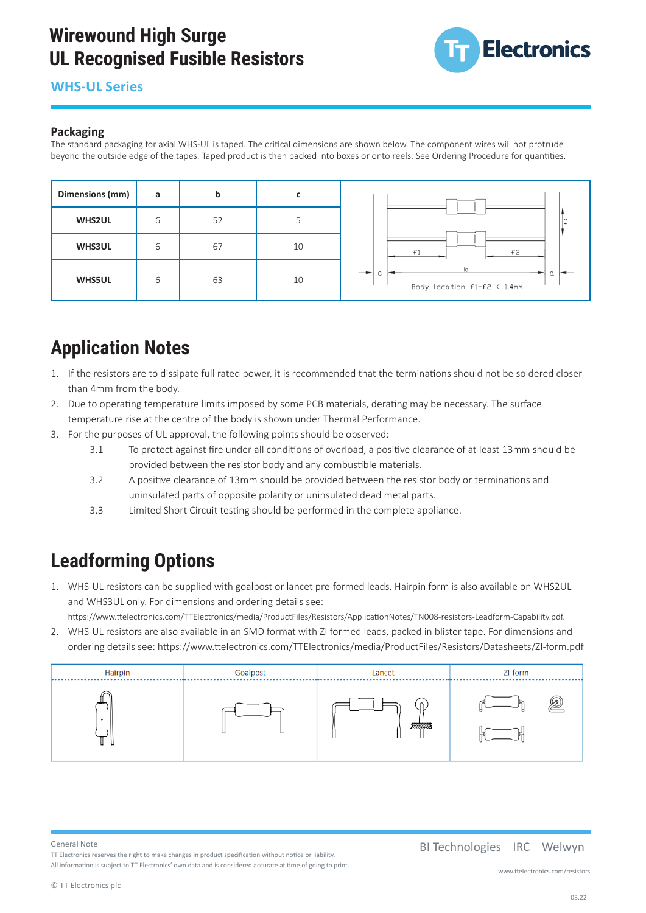# Wirewound High Surge UL Recognised Fusible Resistors

## WHS-UL Series

### Packaging

The standard packaging for axial WHS-UL is taped. The critical dimensions are shown below. The component wires will not protrude beyond the outside edge of the tapes. Taped product is then packed into boxes or onto reels. See Ordering Procedure for quantities.

| Dimensions (mm) | a | b | c |
|---|---|---|---|
| WHS2UL | 6 | 52 | 5 |
| WHS3UL | 6 | 67 | 10 |
| WHS5UL | 6 | 63 | 10 |

Body location f1-f2 ≤ 1.4mm

## Application Notes

1. If the resistors are to dissipate full rated power, it is recommended that the terminations should not be soldered closer than 4mm from the body.
2. Due to operating temperature limits imposed by some PCB materials, derating may be necessary. The surface temperature rise at the centre of the body is shown under Thermal Performance.
3. For the purposes of UL approval, the following points should be observed:
   - 3.1 To protect against fire under all conditions of overload, a positive clearance of at least 13mm should be provided between the resistor body and any combustible materials.
   - 3.2 A positive clearance of 13mm should be provided between the resistor body or terminations and uninsulated parts of opposite polarity or uninsulated dead metal parts.
   - 3.3 Limited Short Circuit testing should be performed in the complete appliance.

## Leadforming Options

1. WHS-UL resistors can be supplied with goalpost or lancet pre-formed leads. Hairpin form is also available on WHS2UL and WHS3UL only. For dimensions and ordering details see: https://www.ttelectronics.com/TTElectronics/media/ProductFiles/Resistors/ApplicationNotes/TN008-resistors-Leadform-Capability.pdf.
2. WHS-UL resistors are also available in an SMD format with ZI formed leads, packed in blister tape. For dimensions and ordering details see: https://www.ttelectronics.com/TTElectronics/media/ProductFiles/Resistors/Datasheets/ZI-form.pdf

| Hairpin | Goalpost | Lancet | ZI-form |
|---|---|---|---|

General Note

TT Electronics reserves the right to make changes in product specification without notice or liability.
All information is subject to TT Electronics' own data and is considered accurate at time of going to print.

© TT Electronics plc

BI Technologies IRC Welwyn

www.ttelectronics.com/resistors

03.22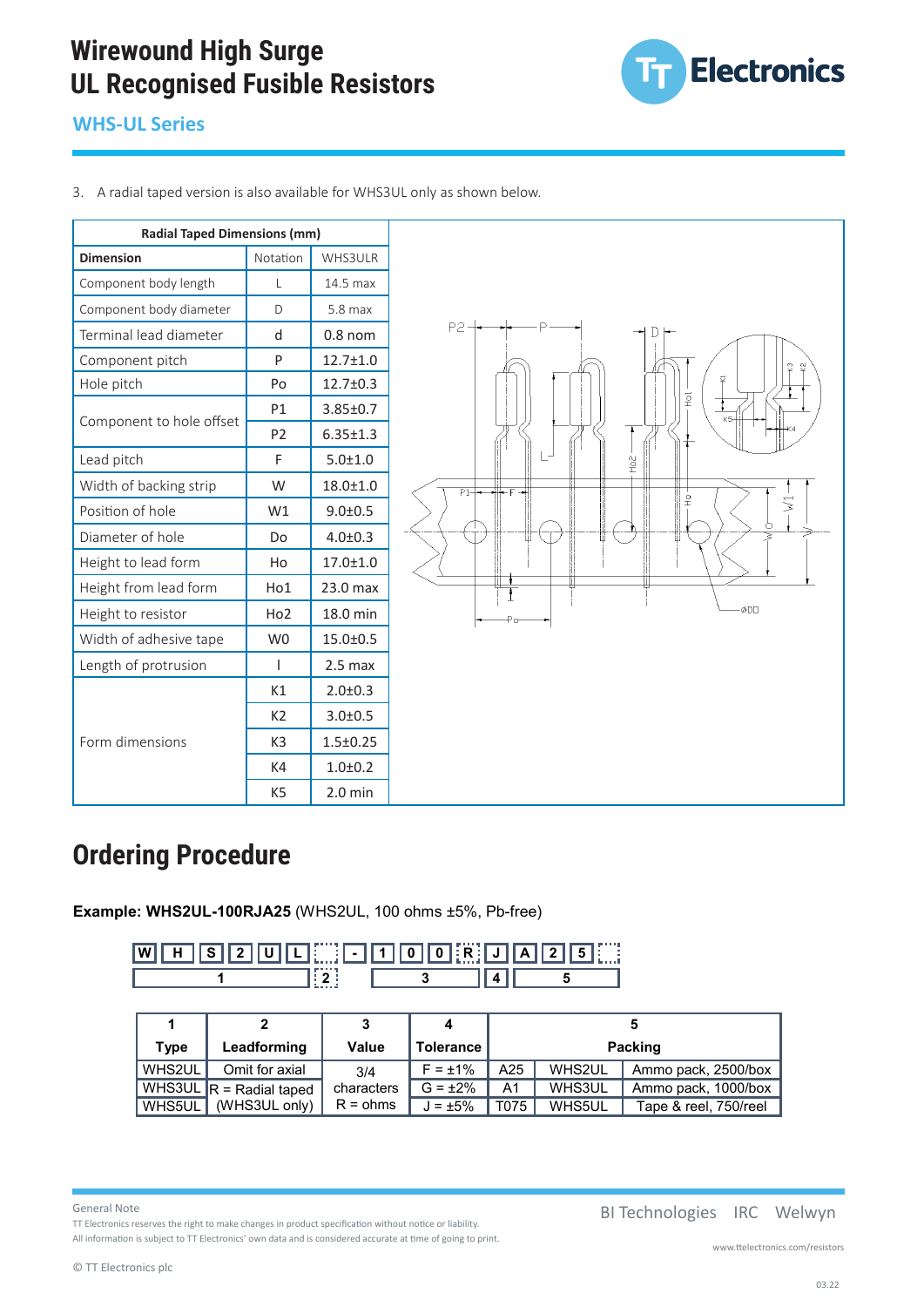# Wirewound High Surge UL Recognised Fusible Resistors

## WHS-UL Series

3. A radial taped version is also available for WHS3UL only as shown below.

| Radial Taped Dimensions (mm) | | |
|---|---|---|
| **Dimension** | Notation | WHS3ULR |
| Component body length | L | 14.5 max |
| Component body diameter | D | 5.8 max |
| Terminal lead diameter | d | 0.8 nom |
| Component pitch | P | 12.7±1.0 |
| Hole pitch | Po | 12.7±0.3 |
| Component to hole offset | P1 | 3.85±0.7 |
| | P2 | 6.35±1.3 |
| Lead pitch | F | 5.0±1.0 |
| Width of backing strip | W | 18.0±1.0 |
| Position of hole | W1 | 9.0±0.5 |
| Diameter of hole | Do | 4.0±0.3 |
| Height to lead form | Ho | 17.0±1.0 |
| Height from lead form | Ho1 | 23.0 max |
| Height to resistor | Ho2 | 18.0 min |
| Width of adhesive tape | W0 | 15.0±0.5 |
| Length of protrusion | l | 2.5 max |
| Form dimensions | K1 | 2.0±0.3 |
| | K2 | 3.0±0.5 |
| | K3 | 1.5±0.25 |
| | K4 | 1.0±0.2 |
| | K5 | 2.0 min |

P2
P
D
K1
K3
K2
K5
K4
Ho1
Ho2
L
P1
F
Ho
W1
W0
W
l
Po
ØDo

# Ordering Procedure

**Example: WHS2UL-100RJA25** (WHS2UL, 100 ohms ±5%, Pb-free)

W H S 2 U L [ ] - 1 0 0 R J A 2 5 [ ]

1 | 2 | 3 | 4 | 5

| 1<br>Type | 2<br>Leadforming | 3<br>Value | 4<br>Tolerance | 5<br>Packing | | |
|---|---|---|---|---|---|---|
| WHS2UL | Omit for axial | 3/4 characters R = ohms | F = ±1% | A25 | WHS2UL | Ammo pack, 2500/box |
| WHS3UL | R = Radial taped (WHS3UL only) | | G = ±2% | A1 | WHS3UL | Ammo pack, 1000/box |
| WHS5UL | | | J = ±5% | T075 | WHS5UL | Tape & reel, 750/reel |

General Note
TT Electronics reserves the right to make changes in product specification without notice or liability.
All information is subject to TT Electronics' own data and is considered accurate at time of going to print.

© TT Electronics plc